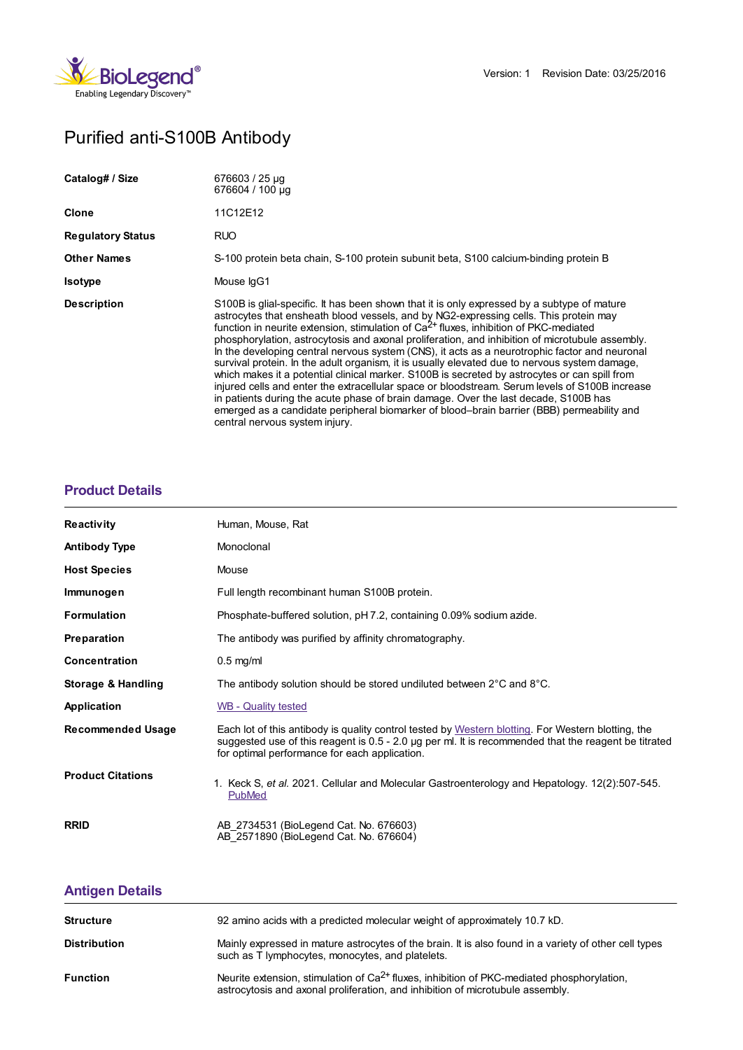Version: 1    Revision Date: 03/25/2016

# Purified anti-S100B Antibody

| | |
|---|---|
| **Catalog# / Size** | 676603 / 25 µg<br>676604 / 100 µg |
| **Clone** | 11C12E12 |
| **Regulatory Status** | RUO |
| **Other Names** | S-100 protein beta chain, S-100 protein subunit beta, S100 calcium-binding protein B |
| **Isotype** | Mouse IgG1 |
| **Description** | S100B is glial-specific. It has been shown that it is only expressed by a subtype of mature astrocytes that ensheath blood vessels, and by NG2-expressing cells. This protein may function in neurite extension, stimulation of $Ca^{2+}$ fluxes, inhibition of PKC-mediated phosphorylation, astrocytosis and axonal proliferation, and inhibition of microtubule assembly. In the developing central nervous system (CNS), it acts as a neurotrophic factor and neuronal survival protein. In the adult organism, it is usually elevated due to nervous system damage, which makes it a potential clinical marker. S100B is secreted by astrocytes or can spill from injured cells and enter the extracellular space or bloodstream. Serum levels of S100B increase in patients during the acute phase of brain damage. Over the last decade, S100B has emerged as a candidate peripheral biomarker of blood–brain barrier (BBB) permeability and central nervous system injury. |

## Product Details

| | |
|---|---|
| **Reactivity** | Human, Mouse, Rat |
| **Antibody Type** | Monoclonal |
| **Host Species** | Mouse |
| **Immunogen** | Full length recombinant human S100B protein. |
| **Formulation** | Phosphate-buffered solution, pH 7.2, containing 0.09% sodium azide. |
| **Preparation** | The antibody was purified by affinity chromatography. |
| **Concentration** | 0.5 mg/ml |
| **Storage & Handling** | The antibody solution should be stored undiluted between 2°C and 8°C. |
| **Application** | WB - Quality tested |
| **Recommended Usage** | Each lot of this antibody is quality control tested by Western blotting. For Western blotting, the suggested use of this reagent is 0.5 - 2.0 µg per ml. It is recommended that the reagent be titrated for optimal performance for each application. |
| **Product Citations** | 1. Keck S, *et al.* 2021. Cellular and Molecular Gastroenterology and Hepatology. 12(2):507-545. PubMed |
| **RRID** | AB_2734531 (BioLegend Cat. No. 676603)<br>AB_2571890 (BioLegend Cat. No. 676604) |

## Antigen Details

| | |
|---|---|
| **Structure** | 92 amino acids with a predicted molecular weight of approximately 10.7 kD. |
| **Distribution** | Mainly expressed in mature astrocytes of the brain. It is also found in a variety of other cell types such as T lymphocytes, monocytes, and platelets. |
| **Function** | Neurite extension, stimulation of $Ca^{2+}$ fluxes, inhibition of PKC-mediated phosphorylation, astrocytosis and axonal proliferation, and inhibition of microtubule assembly. |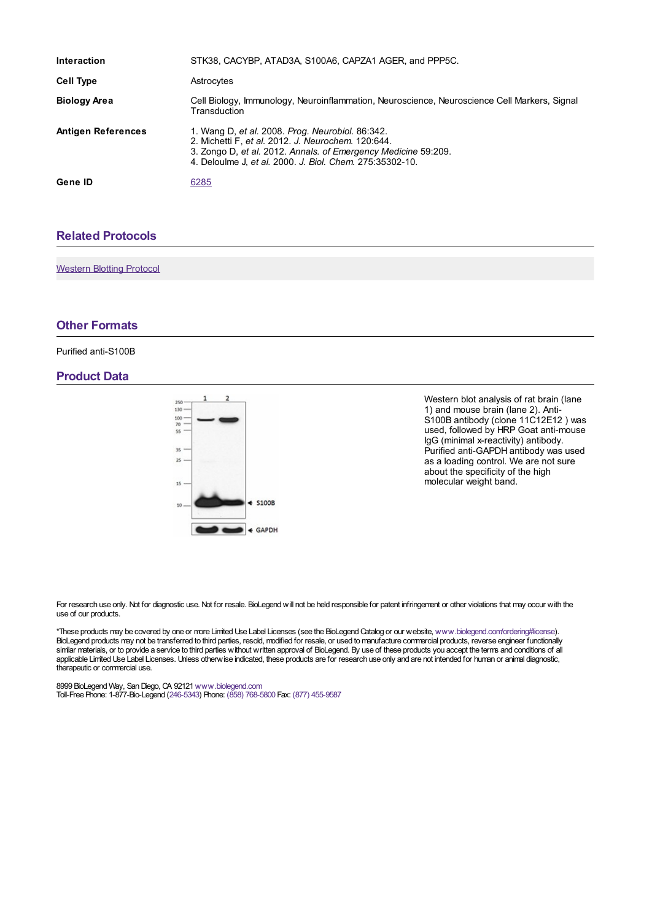| | |
|---|---|
| **Interaction** | STK38, CACYBP, ATAD3A, S100A6, CAPZA1 AGER, and PPP5C. |
| **Cell Type** | Astrocytes |
| **Biology Area** | Cell Biology, Immunology, Neuroinflammation, Neuroscience, Neuroscience Cell Markers, Signal Transduction |
| **Antigen References** | 1. Wang D, *et al.* 2008. *Prog. Neurobiol.* 86:342.<br>2. Michetti F, *et al.* 2012. *J. Neurochem.* 120:644.<br>3. Zongo D, *et al.* 2012. *Annals. of Emergency Medicine* 59:209.<br>4. Deloulme J, *et al.* 2000. *J. Biol. Chem.* 275:35302-10. |
| **Gene ID** | 6285 |

## Related Protocols

Western Blotting Protocol

## Other Formats

Purified anti-S100B

## Product Data

1 2
250
130
100
70
55
35
25
15
10
S100B
GAPDH

Western blot analysis of rat brain (lane 1) and mouse brain (lane 2). Anti-S100B antibody (clone 11C12E12 ) was used, followed by HRP Goat anti-mouse IgG (minimal x-reactivity) antibody. Purified anti-GAPDH antibody was used as a loading control. We are not sure about the specificity of the high molecular weight band.

For research use only. Not for diagnostic use. Not for resale. BioLegend will not be held responsible for patent infringement or other violations that may occur with the use of our products.

*These products may be covered by one or more Limited Use Label Licenses (see the BioLegend Catalog or our website, www.biolegend.com/ordering#license). BioLegend products may not be transferred to third parties, resold, modified for resale, or used to manufacture commercial products, reverse engineer functionally similar materials, or to provide a service to third parties without written approval of BioLegend. By use of these products you accept the terms and conditions of all applicable Limited Use Label Licenses. Unless otherwise indicated, these products are for research use only and are not intended for human or animal diagnostic, therapeutic or commercial use.

8999 BioLegend Way, San Diego, CA 92121 www.biolegend.com
Toll-Free Phone: 1-877-Bio-Legend (246-5343) Phone: (858) 768-5800 Fax: (877) 455-9587